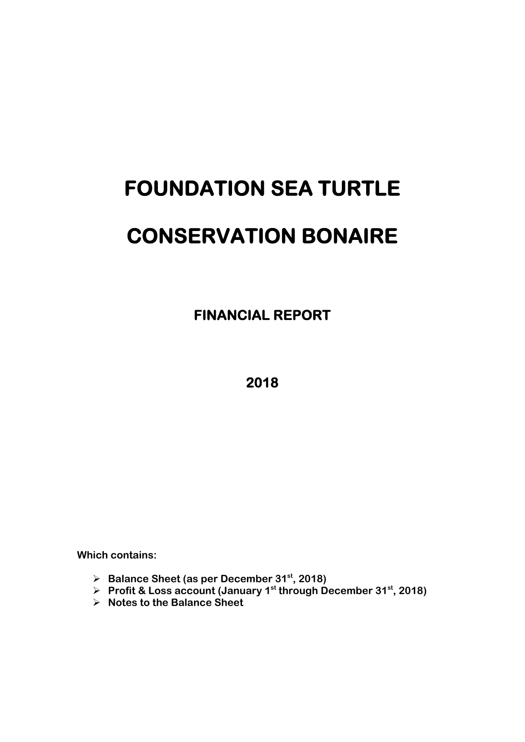# FOUNDATION SEA TURTLE

# CONSERVATION BONAIRE

## FINANCIAL REPORT

## 2018

**Which contains:**

- **Balance Sheet (as per December 31st, 2018)**
- **Profit & Loss account (January 1st through December 31st, 2018)**
- **Notes to the Balance Sheet**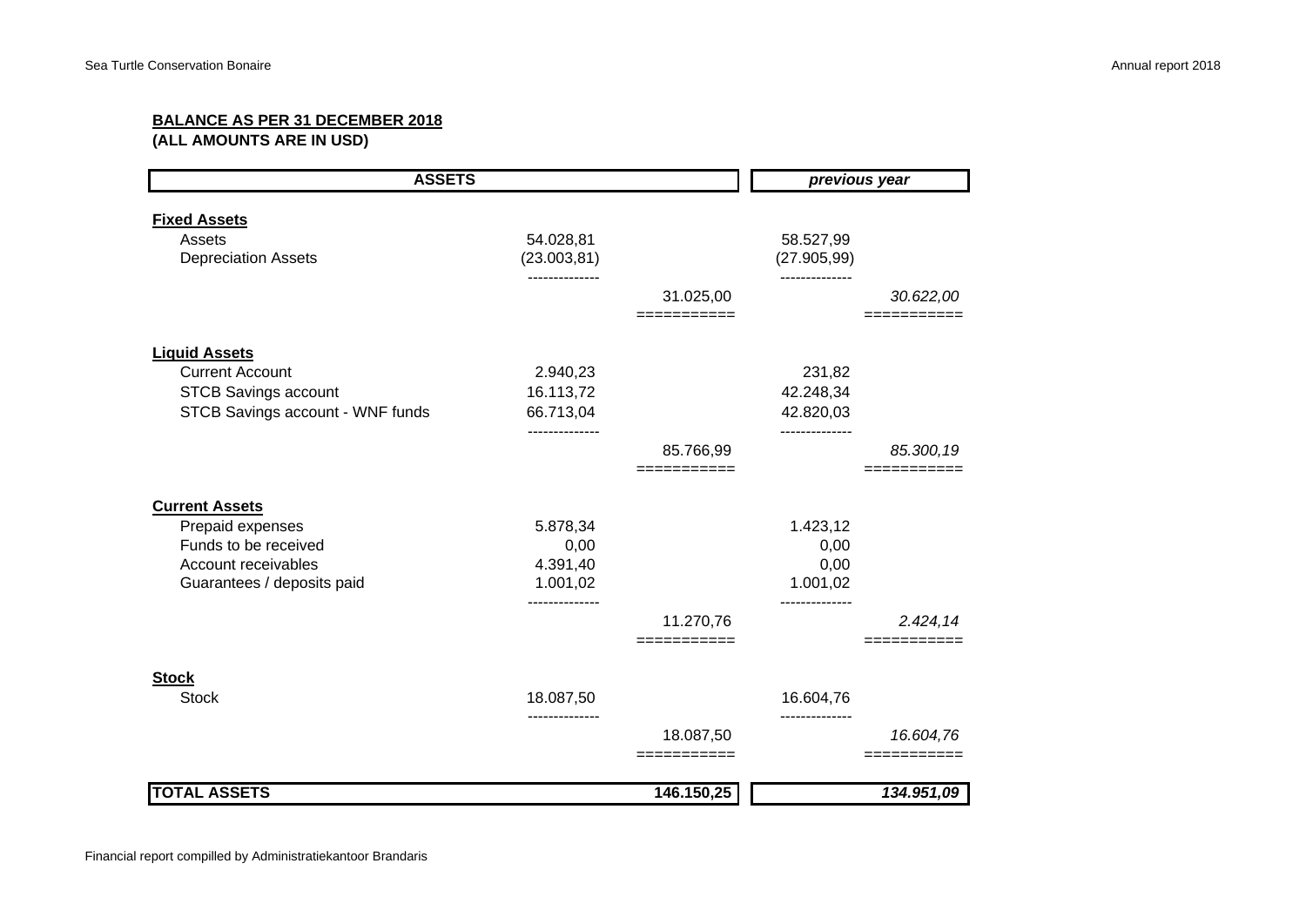**BALANCE AS PER 31 DECEMBER 2018**
**(ALL AMOUNTS ARE IN USD)**

| ASSETS | | | *previous year* | |
|---|---|---|---|---|
| **Fixed Assets** | | | | |
| Assets | 54.028,81 | | 58.527,99 | |
| Depreciation Assets | (23.003,81) | | (27.905,99) | |
| | | 31.025,00 | | *30.622,00* |
| **Liquid Assets** | | | | |
| Current Account | 2.940,23 | | 231,82 | |
| STCB Savings account | 16.113,72 | | 42.248,34 | |
| STCB Savings account - WNF funds | 66.713,04 | | 42.820,03 | |
| | | 85.766,99 | | *85.300,19* |
| **Current Assets** | | | | |
| Prepaid expenses | 5.878,34 | | 1.423,12 | |
| Funds to be received | 0,00 | | 0,00 | |
| Account receivables | 4.391,40 | | 0,00 | |
| Guarantees / deposits paid | 1.001,02 | | 1.001,02 | |
| | | 11.270,76 | | *2.424,14* |
| **Stock** | | | | |
| Stock | 18.087,50 | | 16.604,76 | |
| | | 18.087,50 | | *16.604,76* |
| **TOTAL ASSETS** | | **146.150,25** | | ***134.951,09*** |

Financial report compillled by Administratiekantoor Brandaris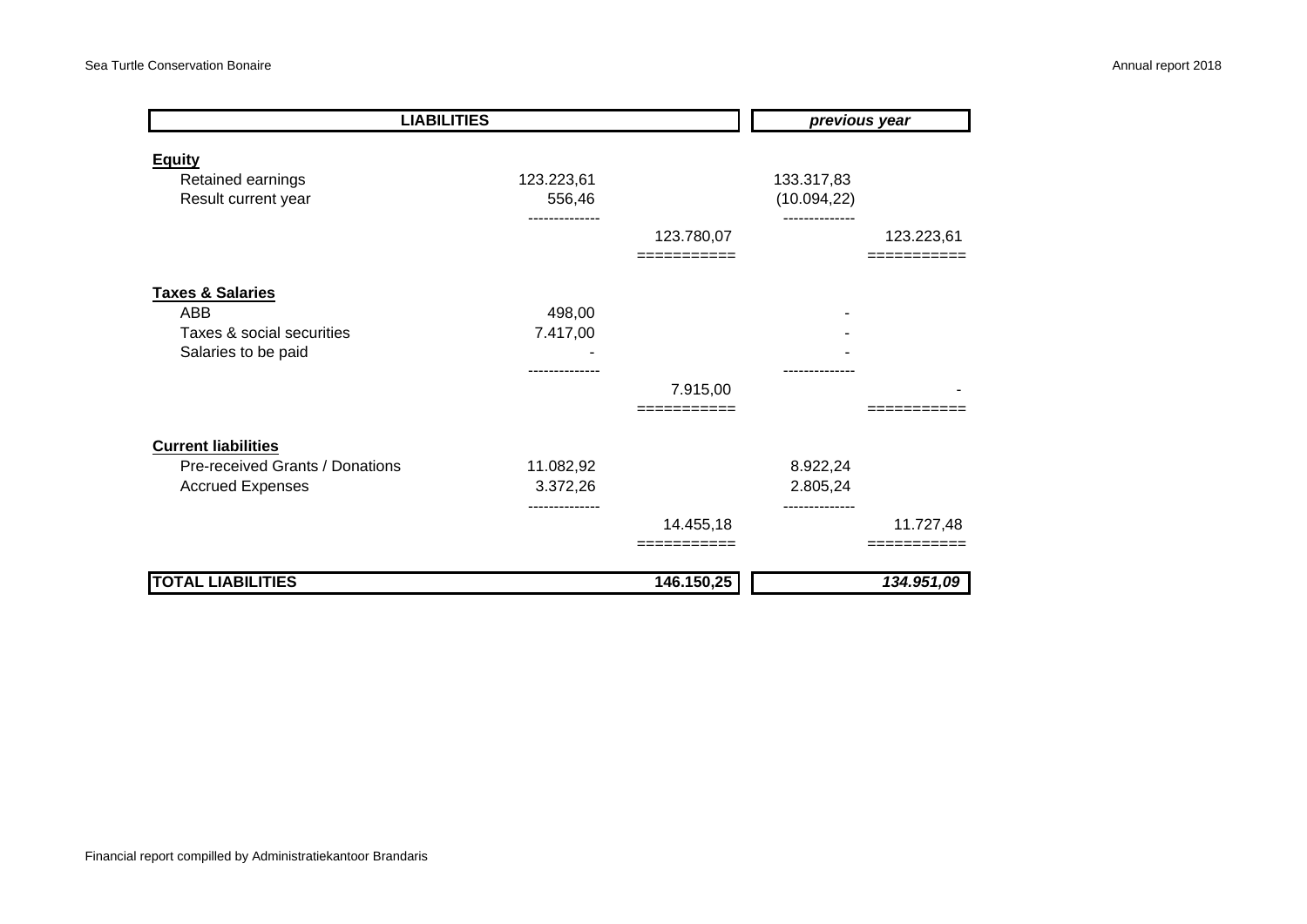| LIABILITIES | | | previous year | |
|---|---|---|---|---|
| **Equity** | | | | |
| Retained earnings | 123.223,61 | | 133.317,83 | |
| Result current year | 556,46 | | (10.094,22) | |
| | | 123.780,07 | | 123.223,61 |
| **Taxes & Salaries** | | | | |
| ABB | 498,00 | | - | |
| Taxes & social securities | 7.417,00 | | - | |
| Salaries to be paid | - | | - | |
| | | 7.915,00 | | - |
| **Current liabilities** | | | | |
| Pre-received Grants / Donations | 11.082,92 | | 8.922,24 | |
| Accrued Expenses | 3.372,26 | | 2.805,24 | |
| | | 14.455,18 | | 11.727,48 |
| **TOTAL LIABILITIES** | | **146.150,25** | | ***134.951,09*** |

Financial report compilled by Administratiekantoor Brandaris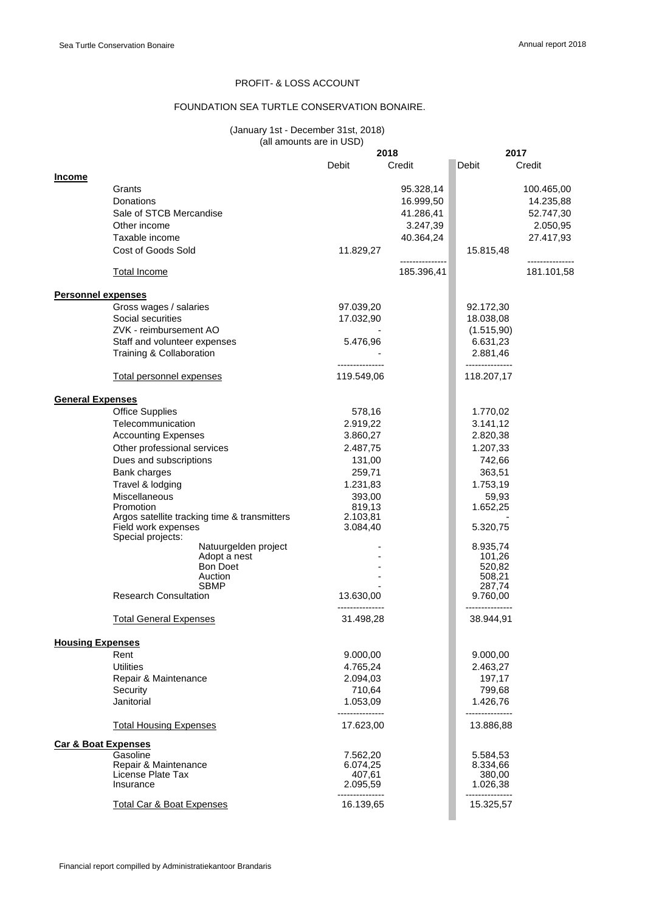# PROFIT- & LOSS ACCOUNT

## FOUNDATION SEA TURTLE CONSERVATION BONAIRE.

(January 1st - December 31st, 2018)
(all amounts are in USD)

| | 2018 Debit | 2018 Credit | 2017 Debit | 2017 Credit |
|---|---|---|---|---|
| **Income** | | | | |
| Grants | | 95.328,14 | | 100.465,00 |
| Donations | | 16.999,50 | | 14.235,88 |
| Sale of STCB Mercandise | | 41.286,41 | | 52.747,30 |
| Other income | | 3.247,39 | | 2.050,95 |
| Taxable income | | 40.364,24 | | 27.417,93 |
| Cost of Goods Sold | 11.829,27 | | 15.815,48 | |
| Total Income | | 185.396,41 | | 181.101,58 |
| **Personnel expenses** | | | | |
| Gross wages / salaries | 97.039,20 | | 92.172,30 | |
| Social securities | 17.032,90 | | 18.038,08 | |
| ZVK - reimbursement AO | - | | (1.515,90) | |
| Staff and volunteer expenses | 5.476,96 | | 6.631,23 | |
| Training & Collaboration | - | | 2.881,46 | |
| Total personnel expenses | 119.549,06 | | 118.207,17 | |
| **General Expenses** | | | | |
| Office Supplies | 578,16 | | 1.770,02 | |
| Telecommunication | 2.919,22 | | 3.141,12 | |
| Accounting Expenses | 3.860,27 | | 2.820,38 | |
| Other professional services | 2.487,75 | | 1.207,33 | |
| Dues and subscriptions | 131,00 | | 742,66 | |
| Bank charges | 259,71 | | 363,51 | |
| Travel & lodging | 1.231,83 | | 1.753,19 | |
| Miscellaneous | 393,00 | | 59,93 | |
| Promotion | 819,13 | | 1.652,25 | |
| Argos satellite tracking time & transmitters | 2.103,81 | | - | |
| Field work expenses | 3.084,40 | | 5.320,75 | |
| Special projects: | | | | |
| Natuurgelden project | - | | 8.935,74 | |
| Adopt a nest | - | | 101,26 | |
| Bon Doet | - | | 520,82 | |
| Auction | - | | 508,21 | |
| SBMP | - | | 287,74 | |
| Research Consultation | 13.630,00 | | 9.760,00 | |
| Total General Expenses | 31.498,28 | | 38.944,91 | |
| **Housing Expenses** | | | | |
| Rent | 9.000,00 | | 9.000,00 | |
| Utilities | 4.765,24 | | 2.463,27 | |
| Repair & Maintenance | 2.094,03 | | 197,17 | |
| Security | 710,64 | | 799,68 | |
| Janitorial | 1.053,09 | | 1.426,76 | |
| Total Housing Expenses | 17.623,00 | | 13.886,88 | |
| **Car & Boat Expenses** | | | | |
| Gasoline | 7.562,20 | | 5.584,53 | |
| Repair & Maintenance | 6.074,25 | | 8.334,66 | |
| License Plate Tax | 407,61 | | 380,00 | |
| Insurance | 2.095,59 | | 1.026,38 | |
| Total Car & Boat Expenses | 16.139,65 | | 15.325,57 | |

Financial report compilled by Administratiekantoor Brandaris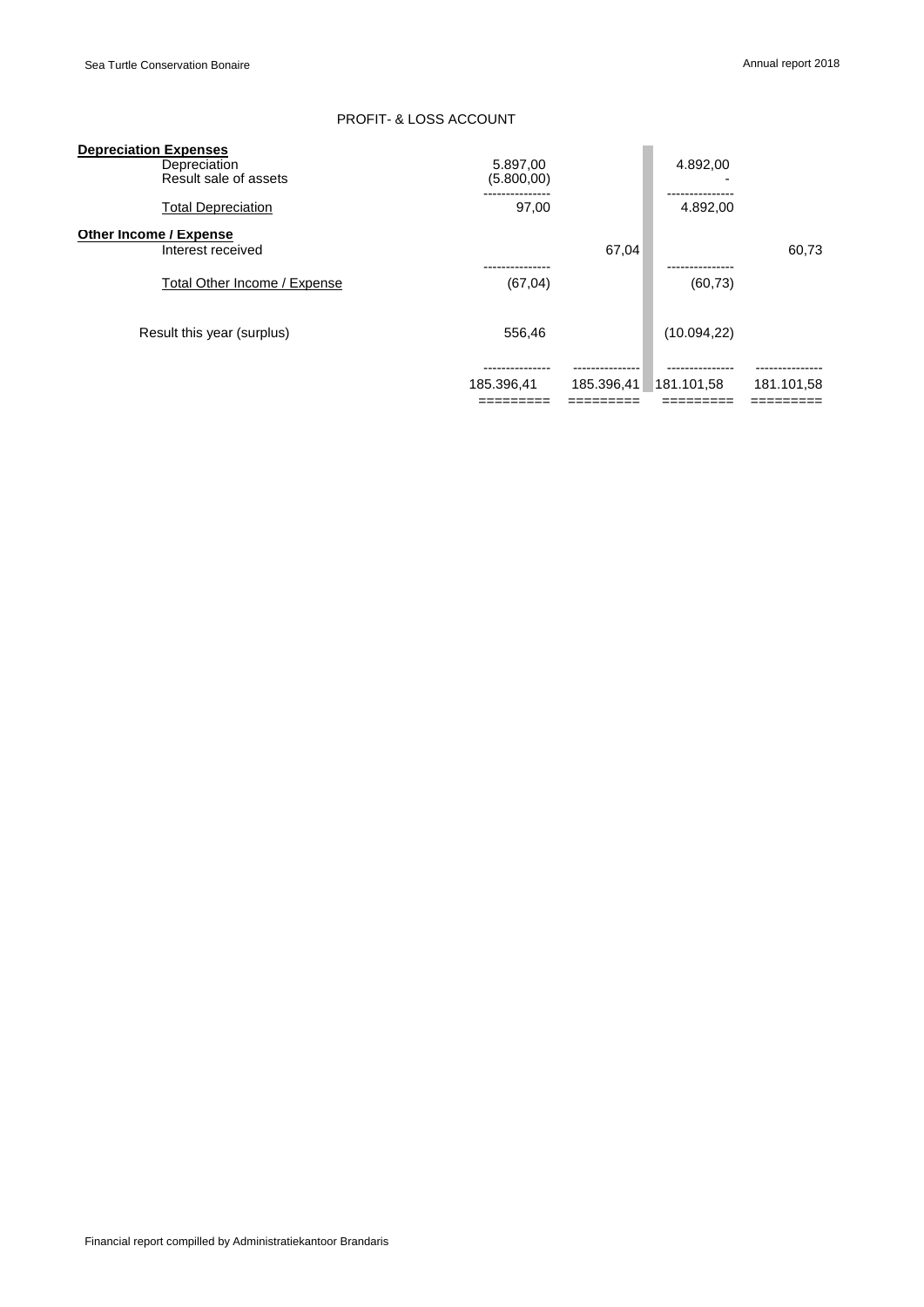## PROFIT- & LOSS ACCOUNT

| | | | | |
|---|---|---|---|---|
| **Depreciation Expenses** | | | | |
| Depreciation | 5.897,00 | | 4.892,00 | |
| Result sale of assets | (5.800,00) | | - | |
| Total Depreciation | 97,00 | | 4.892,00 | |
| **Other Income / Expense** | | | | |
| Interest received | | 67,04 | | 60,73 |
| Total Other Income / Expense | (67,04) | | (60,73) | |
| Result this year (surplus) | 556,46 | | (10.094,22) | |
| | 185.396,41 | 185.396,41 | 181.101,58 | 181.101,58 |

Financial report compilled by Administratiekantoor Brandaris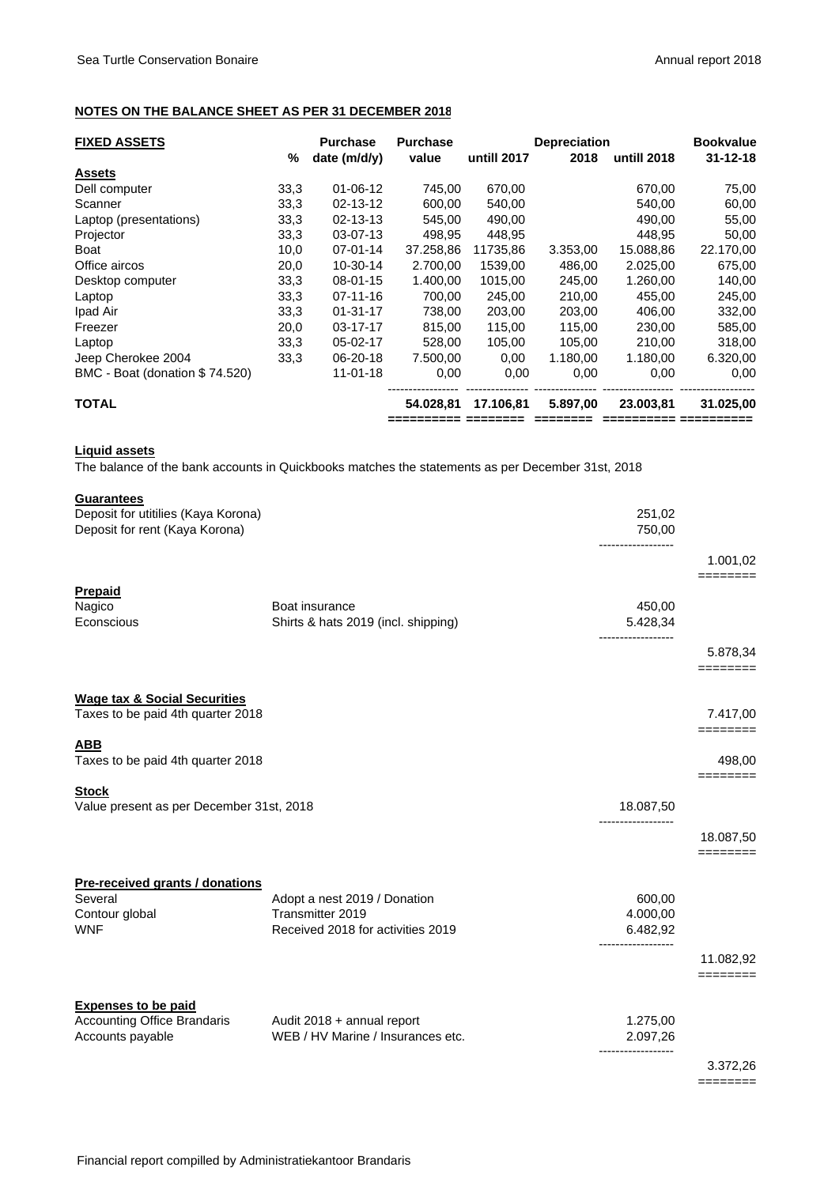## NOTES ON THE BALANCE SHEET AS PER 31 DECEMBER 2018

| FIXED ASSETS | % | Purchase date (m/d/y) | Purchase value | Depreciation untill 2017 | 2018 | untill 2018 | Bookvalue 31-12-18 |
|---|---|---|---|---|---|---|---|
| **Assets** | | | | | | | |
| Dell computer | 33,3 | 01-06-12 | 745,00 | 670,00 | | 670,00 | 75,00 |
| Scanner | 33,3 | 02-13-12 | 600,00 | 540,00 | | 540,00 | 60,00 |
| Laptop (presentations) | 33,3 | 02-13-13 | 545,00 | 490,00 | | 490,00 | 55,00 |
| Projector | 33,3 | 03-07-13 | 498,95 | 448,95 | | 448,95 | 50,00 |
| Boat | 10,0 | 07-01-14 | 37.258,86 | 11735,86 | 3.353,00 | 15.088,86 | 22.170,00 |
| Office aircos | 20,0 | 10-30-14 | 2.700,00 | 1539,00 | 486,00 | 2.025,00 | 675,00 |
| Desktop computer | 33,3 | 08-01-15 | 1.400,00 | 1015,00 | 245,00 | 1.260,00 | 140,00 |
| Laptop | 33,3 | 07-11-16 | 700,00 | 245,00 | 210,00 | 455,00 | 245,00 |
| Ipad Air | 33,3 | 01-31-17 | 738,00 | 203,00 | 203,00 | 406,00 | 332,00 |
| Freezer | 20,0 | 03-17-17 | 815,00 | 115,00 | 115,00 | 230,00 | 585,00 |
| Laptop | 33,3 | 05-02-17 | 528,00 | 105,00 | 105,00 | 210,00 | 318,00 |
| Jeep Cherokee 2004 | 33,3 | 06-20-18 | 7.500,00 | 0,00 | 1.180,00 | 1.180,00 | 6.320,00 |
| BMC - Boat (donation $ 74.520) | | 11-01-18 | 0,00 | 0,00 | 0,00 | 0,00 | 0,00 |
| **TOTAL** | | | 54.028,81 | 17.106,81 | 5.897,00 | 23.003,81 | 31.025,00 |

**Liquid assets**

The balance of the bank accounts in Quickbooks matches the statements as per December 31st, 2018

**Guarantees**

| | | | |
|---|---|---|---|
| Deposit for ititilies (Kaya Korona) | | 251,02 | |
| Deposit for rent (Kaya Korona) | | 750,00 | |
| | | | 1.001,02 |

**Prepaid**

| | | | |
|---|---|---|---|
| Nagico | Boat insurance | 450,00 | |
| Econscious | Shirts & hats 2019 (incl. shipping) | 5.428,34 | |
| | | | 5.878,34 |

**Wage tax & Social Securities**

| | |
|---|---|
| Taxes to be paid 4th quarter 2018 | 7.417,00 |

**ABB**

| | |
|---|---|
| Taxes to be paid 4th quarter 2018 | 498,00 |

**Stock**

| | | |
|---|---|---|
| Value present as per December 31st, 2018 | 18.087,50 | |
| | | 18.087,50 |

**Pre-received grants / donations**

| | | | |
|---|---|---|---|
| Several | Adopt a nest 2019 / Donation | 600,00 | |
| Contour global | Transmitter 2019 | 4.000,00 | |
| WNF | Received 2018 for activities 2019 | 6.482,92 | |
| | | | 11.082,92 |

**Expenses to be paid**

| | | | |
|---|---|---|---|
| Accounting Office Brandaris | Audit 2018 + annual report | 1.275,00 | |
| Accounts payable | WEB / HV Marine / Insurances etc. | 2.097,26 | |
| | | | 3.372,26 |

Financial report compilled by Administratiekantoor Brandaris